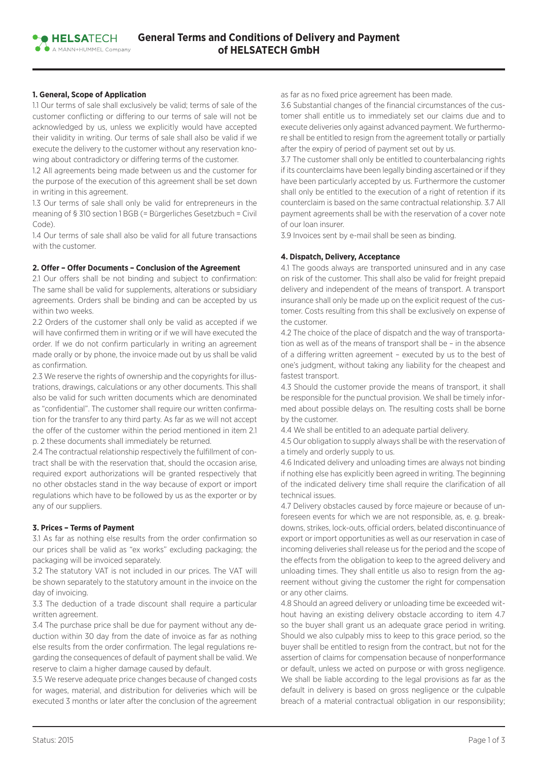# General Terms and Conditions of Delivery and Payment of HELSATECH GmbH

### 1. General, Scope of Application

1.1 Our terms of sale shall exclusively be valid; terms of sale of the customer conflicting or differing to our terms of sale will not be acknowledged by us, unless we explicitly would have accepted their validity in writing. Our terms of sale shall also be valid if we execute the delivery to the customer without any reservation knowing about contradictory or differing terms of the customer.

1.2 All agreements being made between us and the customer for the purpose of the execution of this agreement shall be set down in writing in this agreement.

1.3 Our terms of sale shall only be valid for entrepreneurs in the meaning of § 310 section 1 BGB (= Bürgerliches Gesetzbuch = Civil Code).

1.4 Our terms of sale shall also be valid for all future transactions with the customer.

### 2. Offer – Offer Documents – Conclusion of the Agreement

2.1 Our offers shall be not binding and subject to confirmation: The same shall be valid for supplements, alterations or subsidiary agreements. Orders shall be binding and can be accepted by us within two weeks.

2.2 Orders of the customer shall only be valid as accepted if we will have confirmed them in writing or if we will have executed the order. If we do not confirm particularly in writing an agreement made orally or by phone, the invoice made out by us shall be valid as confirmation.

2.3 We reserve the rights of ownership and the copyrights for illustrations, drawings, calculations or any other documents. This shall also be valid for such written documents which are denominated as "confidential". The customer shall require our written confirmation for the transfer to any third party. As far as we will not accept the offer of the customer within the period mentioned in item 2.1 p. 2 these documents shall immediately be returned.

2.4 The contractual relationship respectively the fulfillment of contract shall be with the reservation that, should the occasion arise, required export authorizations will be granted respectively that no other obstacles stand in the way because of export or import regulations which have to be followed by us as the exporter or by any of our suppliers.

### 3. Prices – Terms of Payment

3.1 As far as nothing else results from the order confirmation so our prices shall be valid as "ex works" excluding packaging; the packaging will be invoiced separately.

3.2 The statutory VAT is not included in our prices. The VAT will be shown separately to the statutory amount in the invoice on the day of invoicing.

3.3 The deduction of a trade discount shall require a particular written agreement.

3.4 The purchase price shall be due for payment without any deduction within 30 day from the date of invoice as far as nothing else results from the order confirmation. The legal regulations regarding the consequences of default of payment shall be valid. We reserve to claim a higher damage caused by default.

3.5 We reserve adequate price changes because of changed costs for wages, material, and distribution for deliveries which will be executed 3 months or later after the conclusion of the agreement as far as no fixed price agreement has been made.

3.6 Substantial changes of the financial circumstances of the customer shall entitle us to immediately set our claims due and to execute deliveries only against advanced payment. We furthermore shall be entitled to resign from the agreement totally or partially after the expiry of period of payment set out by us.

3.7 The customer shall only be entitled to counterbalancing rights if its counterclaims have been legally binding ascertained or if they have been particularly accepted by us. Furthermore the customer shall only be entitled to the execution of a right of retention if its counterclaim is based on the same contractual relationship. 3.7 All payment agreements shall be with the reservation of a cover note of our loan insurer.

3.9 Invoices sent by e-mail shall be seen as binding.

### 4. Dispatch, Delivery, Acceptance

4.1 The goods always are transported uninsured and in any case on risk of the customer. This shall also be valid for freight prepaid delivery and independent of the means of transport. A transport insurance shall only be made up on the explicit request of the customer. Costs resulting from this shall be exclusively on expense of the customer.

4.2 The choice of the place of dispatch and the way of transportation as well as of the means of transport shall be – in the absence of a differing written agreement – executed by us to the best of one's judgment, without taking any liability for the cheapest and fastest transport.

4.3 Should the customer provide the means of transport, it shall be responsible for the punctual provision. We shall be timely informed about possible delays on. The resulting costs shall be borne by the customer.

4.4 We shall be entitled to an adequate partial delivery.

4.5 Our obligation to supply always shall be with the reservation of a timely and orderly supply to us.

4.6 Indicated delivery and unloading times are always not binding if nothing else has explicitly been agreed in writing. The beginning of the indicated delivery time shall require the clarification of all technical issues.

4.7 Delivery obstacles caused by force majeure or because of unforeseen events for which we are not responsible, as, e. g. breakdowns, strikes, lock-outs, official orders, belated discontinuance of export or import opportunities as well as our reservation in case of incoming deliveries shall release us for the period and the scope of the effects from the obligation to keep to the agreed delivery and unloading times. They shall entitle us also to resign from the agreement without giving the customer the right for compensation or any other claims.

4.8 Should an agreed delivery or unloading time be exceeded without having an existing delivery obstacle according to item 4.7 so the buyer shall grant us an adequate grace period in writing. Should we also culpably miss to keep to this grace period, so the buyer shall be entitled to resign from the contract, but not for the assertion of claims for compensation because of nonperformance or default, unless we acted on purpose or with gross negligence. We shall be liable according to the legal provisions as far as the default in delivery is based on gross negligence or the culpable breach of a material contractual obligation in our responsibility;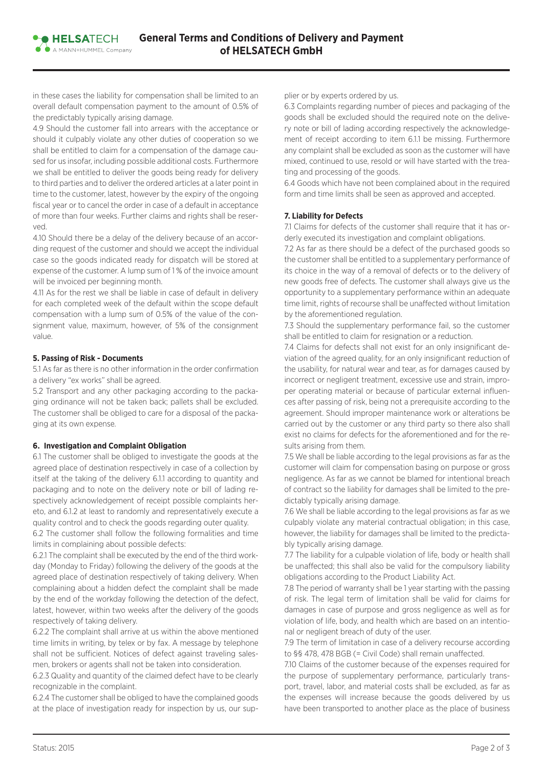in these cases the liability for compensation shall be limited to an overall default compensation payment to the amount of 0.5% of the predictably typically arising damage.

4.9 Should the customer fall into arrears with the acceptance or should it culpably violate any other duties of cooperation so we shall be entitled to claim for a compensation of the damage caused for us insofar, including possible additional costs. Furthermore we shall be entitled to deliver the goods being ready for delivery to third parties and to deliver the ordered articles at a later point in time to the customer, latest, however by the expiry of the ongoing fiscal year or to cancel the order in case of a default in acceptance of more than four weeks. Further claims and rights shall be reserved.

4.10 Should there be a delay of the delivery because of an according request of the customer and should we accept the individual case so the goods indicated ready for dispatch will be stored at expense of the customer. A lump sum of 1 % of the invoice amount will be invoiced per beginning month.

4.11 As for the rest we shall be liable in case of default in delivery for each completed week of the default within the scope default compensation with a lump sum of 0.5% of the value of the consignment value, maximum, however, of 5% of the consignment value.

**5. Passing of Risk - Documents**

5.1 As far as there is no other information in the order confirmation a delivery "ex works" shall be agreed.

5.2 Transport and any other packaging according to the packaging ordinance will not be taken back; pallets shall be excluded. The customer shall be obliged to care for a disposal of the packaging at its own expense.

**6. Investigation and Complaint Obligation**

6.1 The customer shall be obliged to investigate the goods at the agreed place of destination respectively in case of a collection by itself at the taking of the delivery 6.1.1 according to quantity and packaging and to note on the delivery note or bill of lading respectively acknowledgement of receipt possible complaints hereto, and 6.1.2 at least to randomly and representatively execute a quality control and to check the goods regarding outer quality.

6.2 The customer shall follow the following formalities and time limits in complaining about possible defects:

6.2.1 The complaint shall be executed by the end of the third workday (Monday to Friday) following the delivery of the goods at the agreed place of destination respectively of taking delivery. When complaining about a hidden defect the complaint shall be made by the end of the workday following the detection of the defect, latest, however, within two weeks after the delivery of the goods respectively of taking delivery.

6.2.2 The complaint shall arrive at us within the above mentioned time limits in writing, by telex or by fax. A message by telephone shall not be sufficient. Notices of defect against traveling salesmen, brokers or agents shall not be taken into consideration.

6.2.3 Quality and quantity of the claimed defect have to be clearly recognizable in the complaint.

6.2.4 The customer shall be obliged to have the complained goods at the place of investigation ready for inspection by us, our supplier or by experts ordered by us.

6.3 Complaints regarding number of pieces and packaging of the goods shall be excluded should the required note on the delivery note or bill of lading according respectively the acknowledgement of receipt according to item 6.1.1 be missing. Furthermore any complaint shall be excluded as soon as the customer will have mixed, continued to use, resold or will have started with the treating and processing of the goods.

6.4 Goods which have not been complained about in the required form and time limits shall be seen as approved and accepted.

**7. Liability for Defects**

7.1 Claims for defects of the customer shall require that it has orderly executed its investigation and complaint obligations.

7.2 As far as there should be a defect of the purchased goods so the customer shall be entitled to a supplementary performance of its choice in the way of a removal of defects or to the delivery of new goods free of defects. The customer shall always give us the opportunity to a supplementary performance within an adequate time limit, rights of recourse shall be unaffected without limitation by the aforementioned regulation.

7.3 Should the supplementary performance fail, so the customer shall be entitled to claim for resignation or a reduction.

7.4 Claims for defects shall not exist for an only insignificant deviation of the agreed quality, for an only insignificant reduction of the usability, for natural wear and tear, as for damages caused by incorrect or negligent treatment, excessive use and strain, improper operating material or because of particular external influences after passing of risk, being not a prerequisite according to the agreement. Should improper maintenance work or alterations be carried out by the customer or any third party so there also shall exist no claims for defects for the aforementioned and for the results arising from them.

7.5 We shall be liable according to the legal provisions as far as the customer will claim for compensation basing on purpose or gross negligence. As far as we cannot be blamed for intentional breach of contract so the liability for damages shall be limited to the predictably typically arising damage.

7.6 We shall be liable according to the legal provisions as far as we culpably violate any material contractual obligation; in this case, however, the liability for damages shall be limited to the predictably typically arising damage.

7.7 The liability for a culpable violation of life, body or health shall be unaffected; this shall also be valid for the compulsory liability obligations according to the Product Liability Act.

7.8 The period of warranty shall be 1 year starting with the passing of risk. The legal term of limitation shall be valid for claims for damages in case of purpose and gross negligence as well as for violation of life, body, and health which are based on an intentional or negligent breach of duty of the user.

7.9 The term of limitation in case of a delivery recourse according to §§ 478, 478 BGB (= Civil Code) shall remain unaffected.

7.10 Claims of the customer because of the expenses required for the purpose of supplementary performance, particularly transport, travel, labor, and material costs shall be excluded, as far as the expenses will increase because the goods delivered by us have been transported to another place as the place of business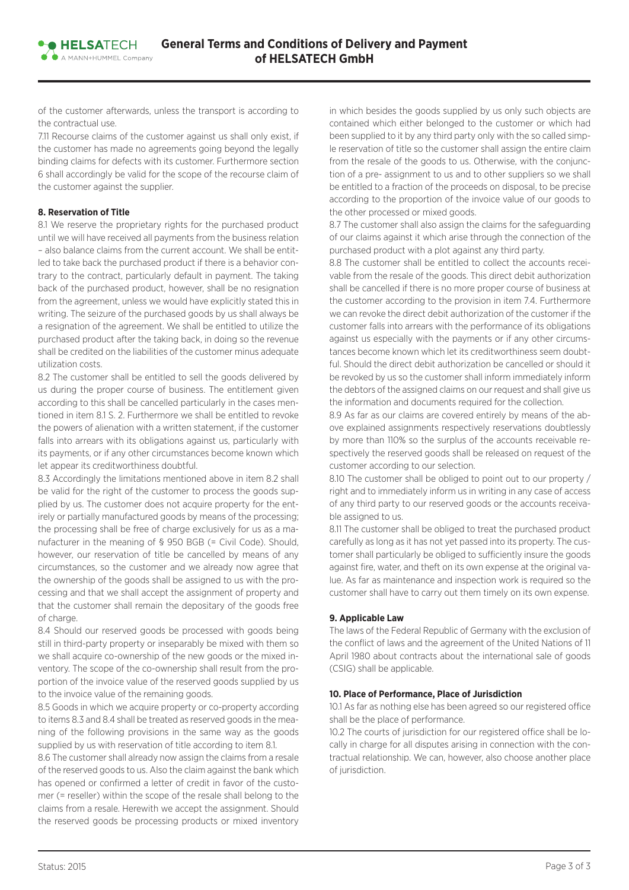of the customer afterwards, unless the transport is according to the contractual use.

7.11 Recourse claims of the customer against us shall only exist, if the customer has made no agreements going beyond the legally binding claims for defects with its customer. Furthermore section 6 shall accordingly be valid for the scope of the recourse claim of the customer against the supplier.

**8. Reservation of Title**

8.1 We reserve the proprietary rights for the purchased product until we will have received all payments from the business relation – also balance claims from the current account. We shall be entitled to take back the purchased product if there is a behavior contrary to the contract, particularly default in payment. The taking back of the purchased product, however, shall be no resignation from the agreement, unless we would have explicitly stated this in writing. The seizure of the purchased goods by us shall always be a resignation of the agreement. We shall be entitled to utilize the purchased product after the taking back, in doing so the revenue shall be credited on the liabilities of the customer minus adequate utilization costs.

8.2 The customer shall be entitled to sell the goods delivered by us during the proper course of business. The entitlement given according to this shall be cancelled particularly in the cases mentioned in item 8.1 S. 2. Furthermore we shall be entitled to revoke the powers of alienation with a written statement, if the customer falls into arrears with its obligations against us, particularly with its payments, or if any other circumstances become known which let appear its creditworthiness doubtful.

8.3 Accordingly the limitations mentioned above in item 8.2 shall be valid for the right of the customer to process the goods supplied by us. The customer does not acquire property for the entirely or partially manufactured goods by means of the processing; the processing shall be free of charge exclusively for us as a manufacturer in the meaning of § 950 BGB (= Civil Code). Should, however, our reservation of title be cancelled by means of any circumstances, so the customer and we already now agree that the ownership of the goods shall be assigned to us with the processing and that we shall accept the assignment of property and that the customer shall remain the depositary of the goods free of charge.

8.4 Should our reserved goods be processed with goods being still in third-party property or inseparably be mixed with them so we shall acquire co-ownership of the new goods or the mixed inventory. The scope of the co-ownership shall result from the proportion of the invoice value of the reserved goods supplied by us to the invoice value of the remaining goods.

8.5 Goods in which we acquire property or co-property according to items 8.3 and 8.4 shall be treated as reserved goods in the meaning of the following provisions in the same way as the goods supplied by us with reservation of title according to item 8.1.

8.6 The customer shall already now assign the claims from a resale of the reserved goods to us. Also the claim against the bank which has opened or confirmed a letter of credit in favor of the customer (= reseller) within the scope of the resale shall belong to the claims from a resale. Herewith we accept the assignment. Should the reserved goods be processing products or mixed inventory in which besides the goods supplied by us only such objects are contained which either belonged to the customer or which had been supplied to it by any third party only with the so called simple reservation of title so the customer shall assign the entire claim from the resale of the goods to us. Otherwise, with the conjunction of a pre- assignment to us and to other suppliers so we shall be entitled to a fraction of the proceeds on disposal, to be precise according to the proportion of the invoice value of our goods to the other processed or mixed goods.

8.7 The customer shall also assign the claims for the safeguarding of our claims against it which arise through the connection of the purchased product with a plot against any third party.

8.8 The customer shall be entitled to collect the accounts receivable from the resale of the goods. This direct debit authorization shall be cancelled if there is no more proper course of business at the customer according to the provision in item 7.4. Furthermore we can revoke the direct debit authorization of the customer if the customer falls into arrears with the performance of its obligations against us especially with the payments or if any other circumstances become known which let its creditworthiness seem doubtful. Should the direct debit authorization be cancelled or should it be revoked by us so the customer shall inform immediately inform the debtors of the assigned claims on our request and shall give us the information and documents required for the collection.

8.9 As far as our claims are covered entirely by means of the above explained assignments respectively reservations doubtlessly by more than 110% so the surplus of the accounts receivable respectively the reserved goods shall be released on request of the customer according to our selection.

8.10 The customer shall be obliged to point out to our property / right and to immediately inform us in writing in any case of access of any third party to our reserved goods or the accounts receivable assigned to us.

8.11 The customer shall be obliged to treat the purchased product carefully as long as it has not yet passed into its property. The customer shall particularly be obliged to sufficiently insure the goods against fire, water, and theft on its own expense at the original value. As far as maintenance and inspection work is required so the customer shall have to carry out them timely on its own expense.

**9. Applicable Law**

The laws of the Federal Republic of Germany with the exclusion of the conflict of laws and the agreement of the United Nations of 11 April 1980 about contracts about the international sale of goods (CSIG) shall be applicable.

**10. Place of Performance, Place of Jurisdiction**

10.1 As far as nothing else has been agreed so our registered office shall be the place of performance.

10.2 The courts of jurisdiction for our registered office shall be locally in charge for all disputes arising in connection with the contractual relationship. We can, however, also choose another place of jurisdiction.

Status: 2015